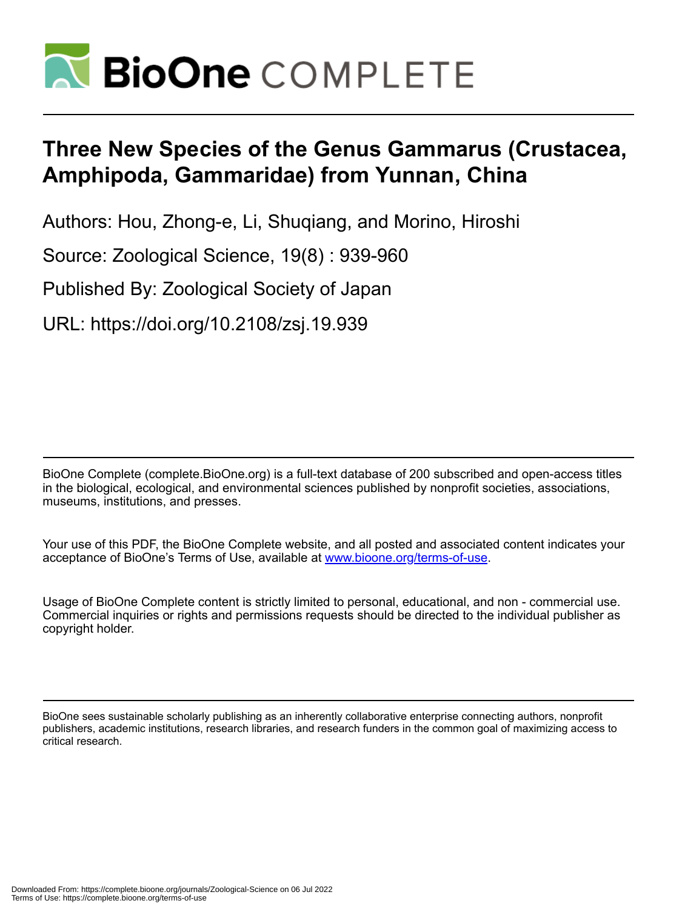# Three New Species of the Genus Gammarus (Crustacea, Amphipoda, Gammaridae) from Yunnan, China

Authors: Hou, Zhong-e, Li, Shuqiang, and Morino, Hiroshi

Source: Zoological Science, 19(8) : 939-960

Published By: Zoological Society of Japan

URL: https://doi.org/10.2108/zsj.19.939

BioOne Complete (complete.BioOne.org) is a full-text database of 200 subscribed and open-access titles in the biological, ecological, and environmental sciences published by nonprofit societies, associations, museums, institutions, and presses.

Your use of this PDF, the BioOne Complete website, and all posted and associated content indicates your acceptance of BioOne's Terms of Use, available at www.bioone.org/terms-of-use.

Usage of BioOne Complete content is strictly limited to personal, educational, and non - commercial use. Commercial inquiries or rights and permissions requests should be directed to the individual publisher as copyright holder.

BioOne sees sustainable scholarly publishing as an inherently collaborative enterprise connecting authors, nonprofit publishers, academic institutions, research libraries, and research funders in the common goal of maximizing access to critical research.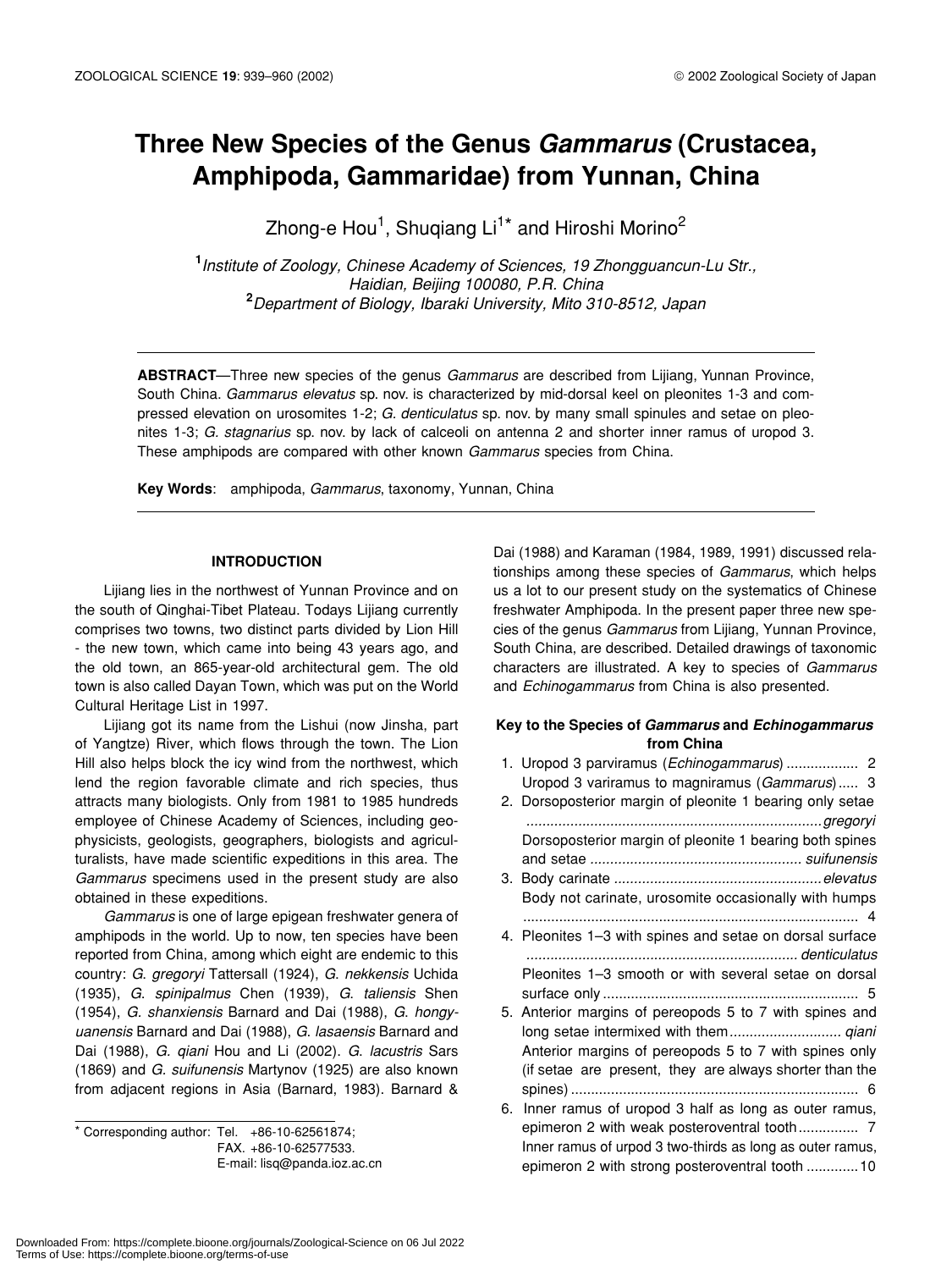# Three New Species of the Genus *Gammarus* (Crustacea, Amphipoda, Gammaridae) from Yunnan, China

Zhong-e Hou[1], Shuqiang Li[1]* and Hiroshi Morino[2]

[1]*Institute of Zoology, Chinese Academy of Sciences, 19 Zhongguancun-Lu Str., Haidian, Beijing 100080, P.R. China*
[2]*Department of Biology, Ibaraki University, Mito 310-8512, Japan*

**ABSTRACT**—Three new species of the genus *Gammarus* are described from Lijiang, Yunnan Province, South China. *Gammarus elevatus* sp. nov. is characterized by mid-dorsal keel on pleonites 1-3 and compressed elevation on urosomites 1-2; *G. denticulatus* sp. nov. by many small spinules and setae on pleonites 1-3; *G. stagnarius* sp. nov. by lack of calceoli on antenna 2 and shorter inner ramus of uropod 3. These amphipods are compared with other known *Gammarus* species from China.

**Key Words**: amphipoda, *Gammarus*, taxonomy, Yunnan, China

## INTRODUCTION

Lijiang lies in the northwest of Yunnan Province and on the south of Qinghai-Tibet Plateau. Todays Lijiang currently comprises two towns, two distinct parts divided by Lion Hill - the new town, which came into being 43 years ago, and the old town, an 865-year-old architectural gem. The old town is also called Dayan Town, which was put on the World Cultural Heritage List in 1997.

Lijiang got its name from the Lishui (now Jinsha, part of Yangtze) River, which flows through the town. The Lion Hill also helps block the icy wind from the northwest, which lend the region favorable climate and rich species, thus attracts many biologists. Only from 1981 to 1985 hundreds employee of Chinese Academy of Sciences, including geophysicists, geologists, geographers, biologists and agriculturalists, have made scientific expeditions in this area. The *Gammarus* specimens used in the present study are also obtained in these expeditions.

*Gammarus* is one of large epigean freshwater genera of amphipods in the world. Up to now, ten species have been reported from China, among which eight are endemic to this country: *G. gregoryi* Tattersall (1924), *G. nekkensis* Uchida (1935), *G. spinipalmus* Chen (1939), *G. taliensis* Shen (1954), *G. shanxiensis* Barnard and Dai (1988), *G. hongyuanensis* Barnard and Dai (1988), *G. lasaensis* Barnard and Dai (1988), *G. qiani* Hou and Li (2002). *G. lacustris* Sars (1869) and *G. suifunensis* Martynov (1925) are also known from adjacent regions in Asia (Barnard, 1983). Barnard & Dai (1988) and Karaman (1984, 1989, 1991) discussed relationships among these species of *Gammarus*, which helps us a lot to our present study on the systematics of Chinese freshwater Amphipoda. In the present paper three new species of the genus *Gammarus* from Lijiang, Yunnan Province, South China, are described. Detailed drawings of taxonomic characters are illustrated. A key to species of *Gammarus* and *Echinogammarus* from China is also presented.

\* Corresponding author: Tel. +86-10-62561874; FAX. +86-10-62577533. E-mail: lisq@panda.ioz.ac.cn

### Key to the Species of *Gammarus* and *Echinogammarus* from China

1. Uropod 3 parviramus (*Echinogammarus*) .................. 2
   Uropod 3 variramus to magniramus (*Gammarus*)..... 3
2. Dorsoposterior margin of pleonite 1 bearing only setae ......................................................................... *gregoryi*
   Dorsoposterior margin of pleonite 1 bearing both spines and setae ..................................................... *suifunensis*
3. Body carinate .................................................... *elevatus*
   Body not carinate, urosomite occasionally with humps ................................................................................... 4
4. Pleonites 1–3 with spines and setae on dorsal surface .................................................................. *denticulatus*
   Pleonites 1–3 smooth or with several setae on dorsal surface only ............................................................... 5
5. Anterior margins of pereopods 5 to 7 with spines and long setae intermixed with them ........................... *qiani*
   Anterior margins of pereopods 5 to 7 with spines only (if setae are present, they are always shorter than the spines) ....................................................................... 6
6. Inner ramus of uropod 3 half as long as outer ramus, epimeron 2 with weak posteroventral tooth............... 7
   Inner ramus of urpod 3 two-thirds as long as outer ramus, epimeron 2 with strong posteroventral tooth .............10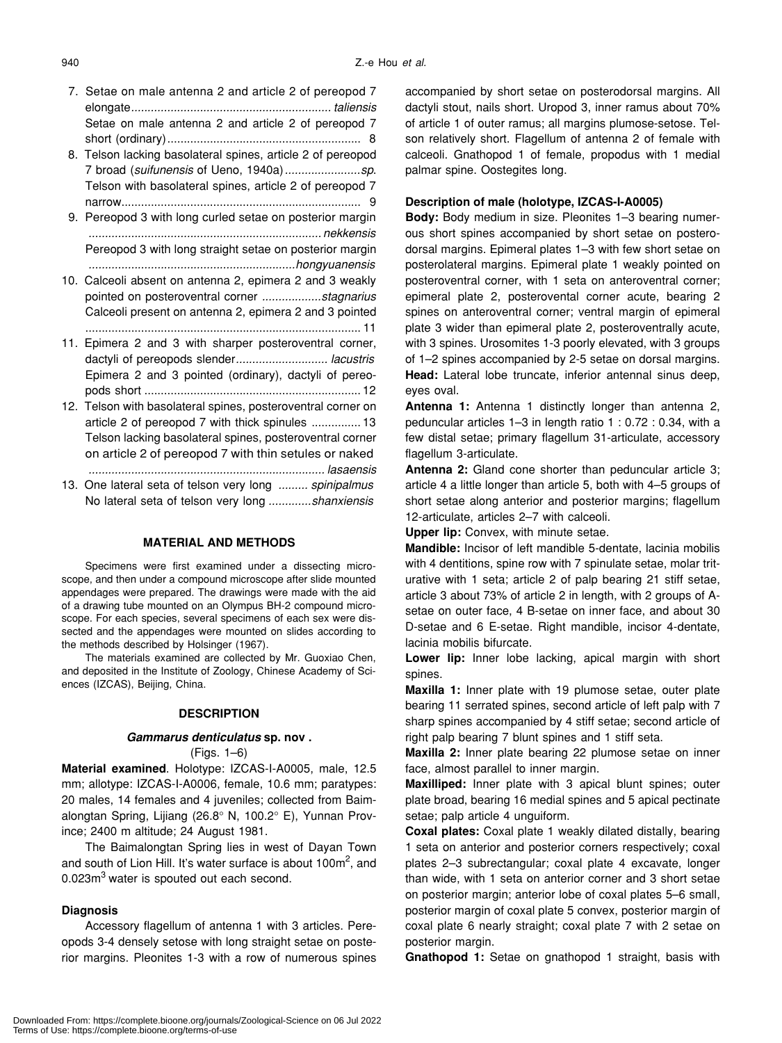7. Setae on male antenna 2 and article 2 of pereopod 7 elongate............................................................ *taliensis*
   Setae on male antenna 2 and article 2 of pereopod 7 short (ordinary).......................................................... 8
8. Telson lacking basolateral spines, article 2 of pereopod 7 broad (*suifunensis* of Ueno, 1940a)......................*sp*.
   Telson with basolateral spines, article 2 of pereopod 7 narrow........................................................................ 9
9. Pereopod 3 with long curled setae on posterior margin ..................................................................... *nekkensis*
   Pereopod 3 with long straight setae on posterior margin ..............................................................*hongyuanensis*
10. Calceoli absent on antenna 2, epimera 2 and 3 weakly pointed on posteroventral corner ..................*stagnarius*
    Calceoli present on antenna 2, epimera 2 and 3 pointed .................................................................................. 11
11. Epimera 2 and 3 with sharper posteroventral corner, dactyli of pereopods slender........................... *lacustris*
    Epimera 2 and 3 pointed (ordinary), dactyli of pereopods short ................................................................. 12
12. Telson with basolateral spines, posteroventral corner on article 2 of pereopod 7 with thick spinules ............... 13
    Telson lacking basolateral spines, posteroventral corner on article 2 of pereopod 7 with thin setules or naked ....................................................................... *lasaensis*
13. One lateral seta of telson very long ......... *spinipalmus*
    No lateral seta of telson very long .............*shanxiensis*

## MATERIAL AND METHODS

Specimens were first examined under a dissecting microscope, and then under a compound microscope after slide mounted appendages were prepared. The drawings were made with the aid of a drawing tube mounted on an Olympus BH-2 compound microscope. For each species, several specimens of each sex were dissected and the appendages were mounted on slides according to the methods described by Holsinger (1967).

The materials examined are collected by Mr. Guoxiao Chen, and deposited in the Institute of Zoology, Chinese Academy of Sciences (IZCAS), Beijing, China.

## DESCRIPTION

### *Gammarus denticulatus* sp. nov .

(Figs. 1–6)

**Material examined**. Holotype: IZCAS-I-A0005, male, 12.5 mm; allotype: IZCAS-I-A0006, female, 10.6 mm; paratypes: 20 males, 14 females and 4 juveniles; collected from Baimalongtan Spring, Lijiang (26.8° N, 100.2° E), Yunnan Province; 2400 m altitude; 24 August 1981.

The Baimalongtan Spring lies in west of Dayan Town and south of Lion Hill. It's water surface is about 100m$^2$, and 0.023m$^3$ water is spouted out each second.

### Diagnosis

Accessory flagellum of antenna 1 with 3 articles. Pereopods 3-4 densely setose with long straight setae on posterior margins. Pleonites 1-3 with a row of numerous spines accompanied by short setae on posterodorsal margins. All dactyli stout, nails short. Uropod 3, inner ramus about 70% of article 1 of outer ramus; all margins plumose-setose. Telson relatively short. Flagellum of antenna 2 of female with calceoli. Gnathopod 1 of female, propodus with 1 medial palmar spine. Oostegites long.

### Description of male (holotype, IZCAS-I-A0005)

**Body:** Body medium in size. Pleonites 1–3 bearing numerous short spines accompanied by short setae on posterodorsal margins. Epimeral plates 1–3 with few short setae on posterolateral margins. Epimeral plate 1 weakly pointed on posteroventral corner, with 1 seta on anteroventral corner; epimeral plate 2, posteroventral corner acute, bearing 2 spines on anteroventral corner; ventral margin of epimeral plate 3 wider than epimeral plate 2, posteroventrally acute, with 3 spines. Urosomites 1-3 poorly elevated, with 3 groups of 1–2 spines accompanied by 2-5 setae on dorsal margins.

**Head:** Lateral lobe truncate, inferior antennal sinus deep, eyes oval.

**Antenna 1:** Antenna 1 distinctly longer than antenna 2, peduncular articles 1–3 in length ratio 1 : 0.72 : 0.34, with a few distal setae; primary flagellum 31-articulate, accessory flagellum 3-articulate.

**Antenna 2:** Gland cone shorter than peduncular article 3; article 4 a little longer than article 5, both with 4–5 groups of short setae along anterior and posterior margins; flagellum 12-articulate, articles 2–7 with calceoli.

**Upper lip:** Convex, with minute setae.

**Mandible:** Incisor of left mandible 5-dentate, lacinia mobilis with 4 dentitions, spine row with 7 spinulate setae, molar triturative with 1 seta; article 2 of palp bearing 21 stiff setae, article 3 about 73% of article 2 in length, with 2 groups of A-setae on outer face, 4 B-setae on inner face, and about 30 D-setae and 6 E-setae. Right mandible, incisor 4-dentate, lacinia mobilis bifurcate.

**Lower lip:** Inner lobe lacking, apical margin with short spines.

**Maxilla 1:** Inner plate with 19 plumose setae, outer plate bearing 11 serrated spines, second article of left palp with 7 sharp spines accompanied by 4 stiff setae; second article of right palp bearing 7 blunt spines and 1 stiff seta.

**Maxilla 2:** Inner plate bearing 22 plumose setae on inner face, almost parallel to inner margin.

**Maxilliped:** Inner plate with 3 apical blunt spines; outer plate broad, bearing 16 medial spines and 5 apical pectinate setae; palp article 4 unguiform.

**Coxal plates:** Coxal plate 1 weakly dilated distally, bearing 1 seta on anterior and posterior corners respectively; coxal plates 2–3 subrectangular; coxal plate 4 excavate, longer than wide, with 1 seta on anterior corner and 3 short setae on posterior margin; anterior lobe of coxal plates 5–6 small, posterior margin of coxal plate 5 convex, posterior margin of coxal plate 6 nearly straight; coxal plate 7 with 2 setae on posterior margin.

**Gnathopod 1:** Setae on gnathopod 1 straight, basis with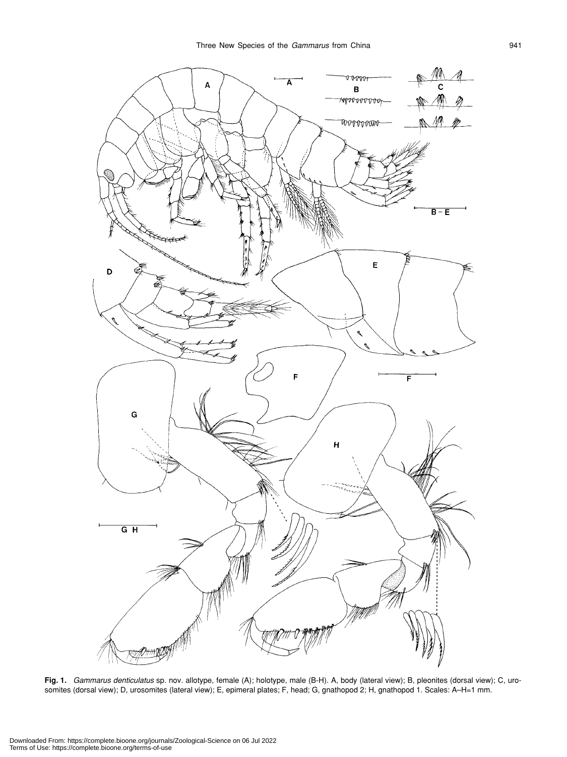**Fig. 1.** *Gammarus denticulatus* sp. nov. allotype, female (A); holotype, male (B-H). A, body (lateral view); B, pleonites (dorsal view); C, urosomites (dorsal view); D, urosomites (lateral view); E, epimeral plates; F, head; G, gnathopod 2; H, gnathopod 1. Scales: A–H=1 mm.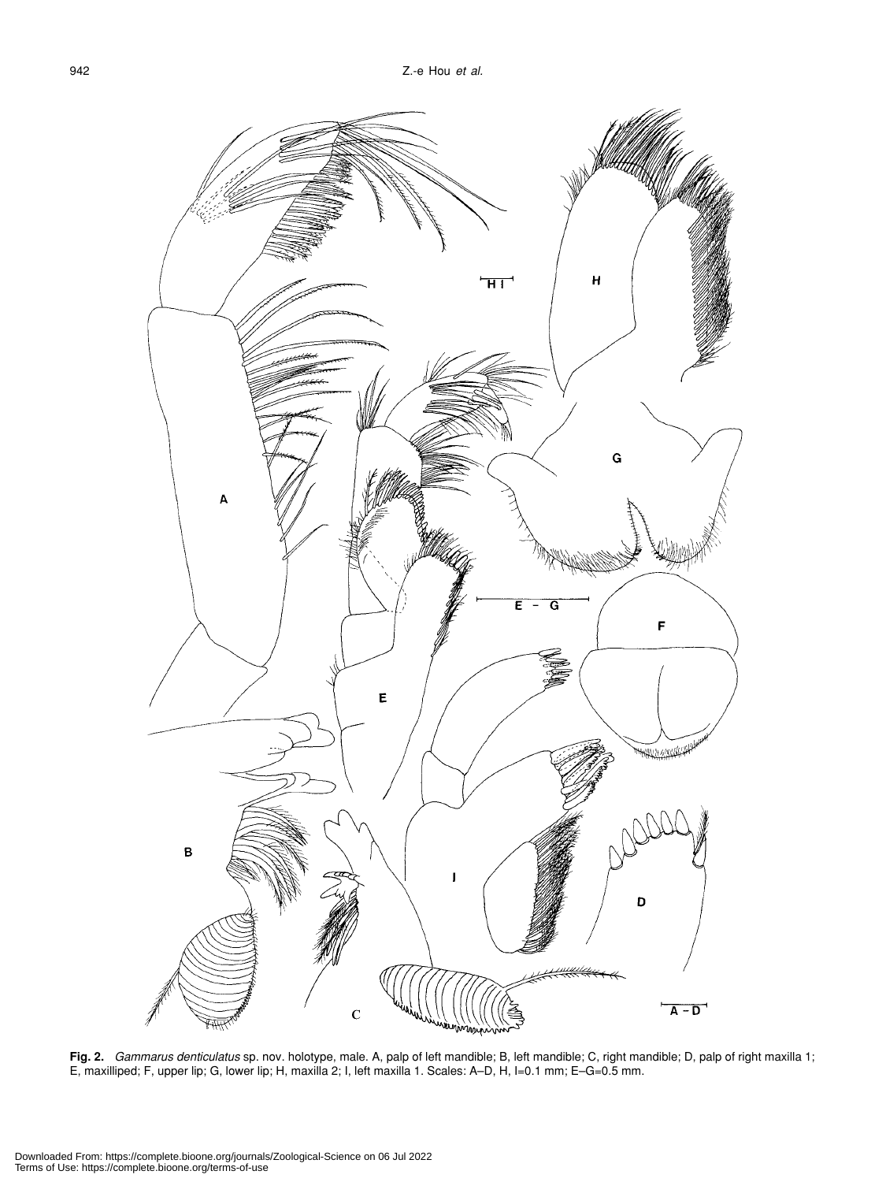**Fig. 2.** *Gammarus denticulatus* sp. nov. holotype, male. A, palp of left mandible; B, left mandible; C, right mandible; D, palp of right maxilla 1; E, maxilliped; F, upper lip; G, lower lip; H, maxilla 2; I, left maxilla 1. Scales: A–D, H, I=0.1 mm; E–G=0.5 mm.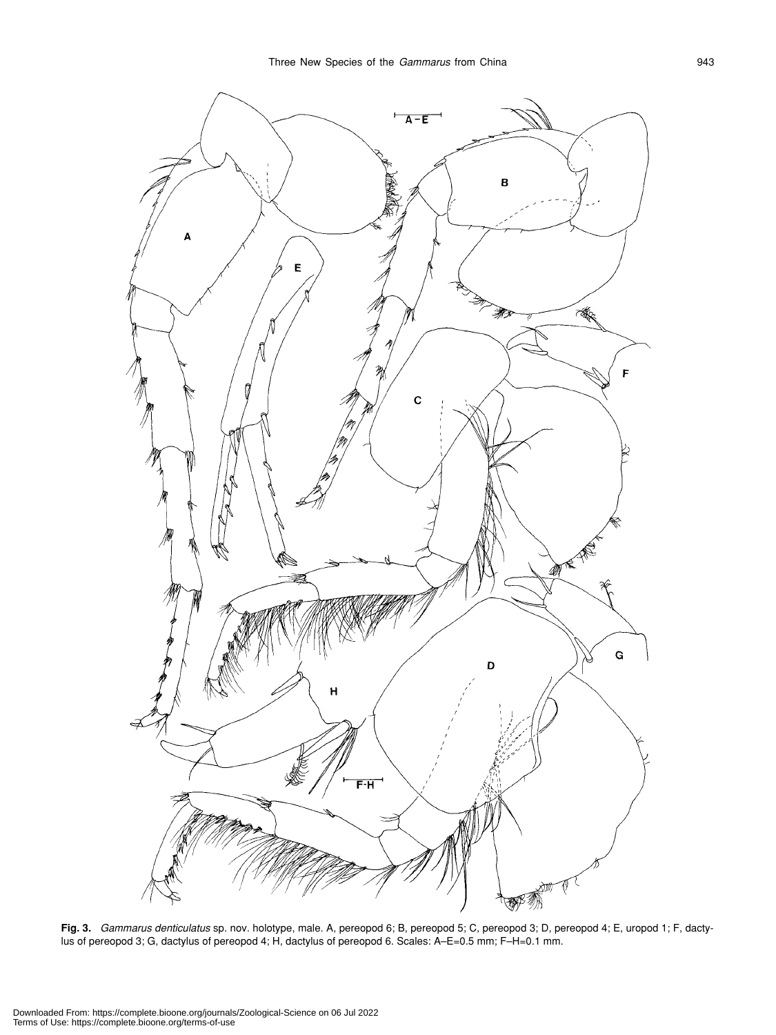**Fig. 3.** *Gammarus denticulatus* sp. nov. holotype, male. A, pereopod 6; B, pereopod 5; C, pereopod 3; D, pereopod 4; E, uropod 1; F, dactylus of pereopod 3; G, dactylus of pereopod 4; H, dactylus of pereopod 6. Scales: A–E=0.5 mm; F–H=0.1 mm.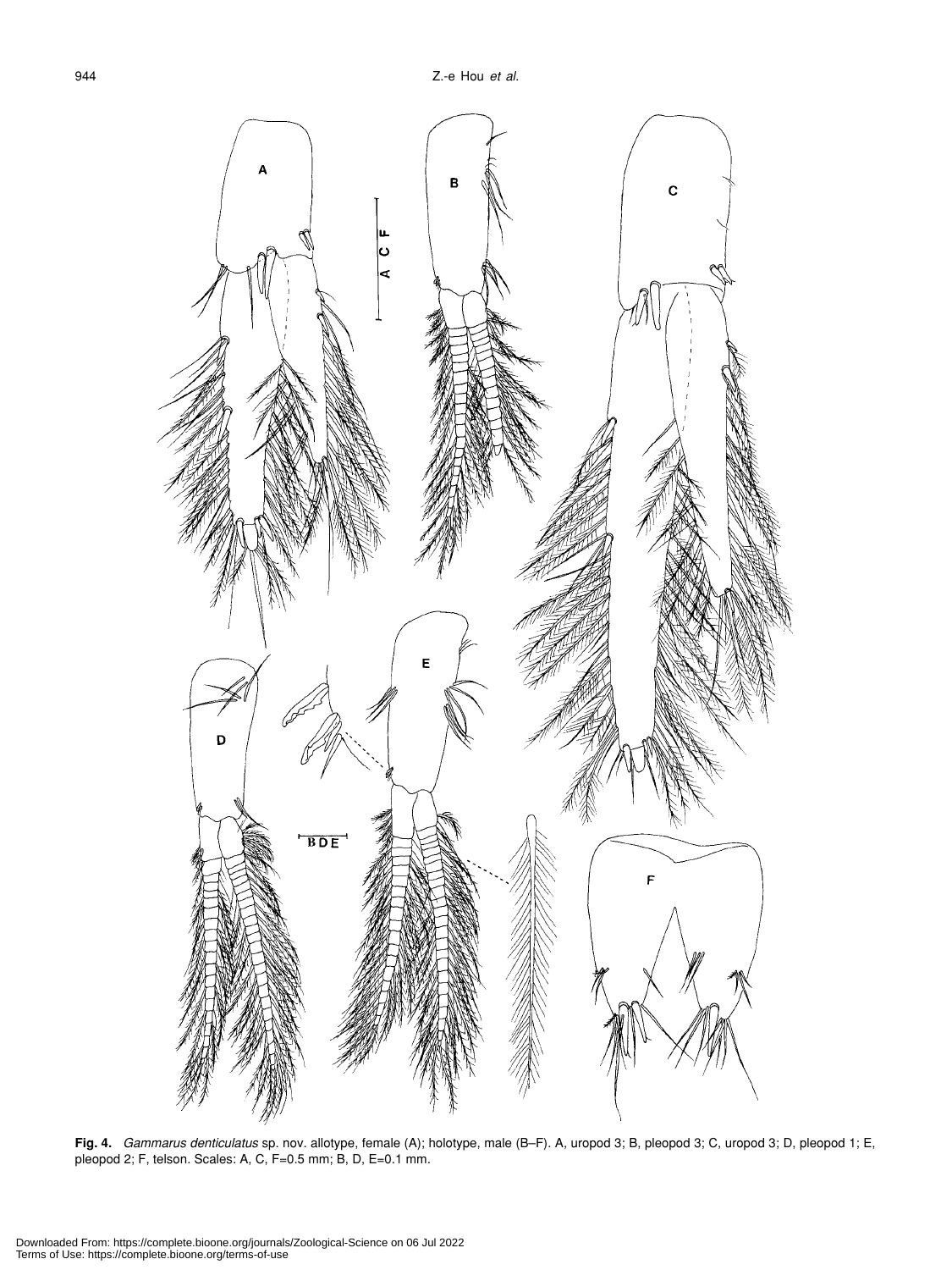**Fig. 4.** *Gammarus denticulatus* sp. nov. allotype, female (A); holotype, male (B–F). A, uropod 3; B, pleopod 3; C, uropod 3; D, pleopod 1; E, pleopod 2; F, telson. Scales: A, C, F=0.5 mm; B, D, E=0.1 mm.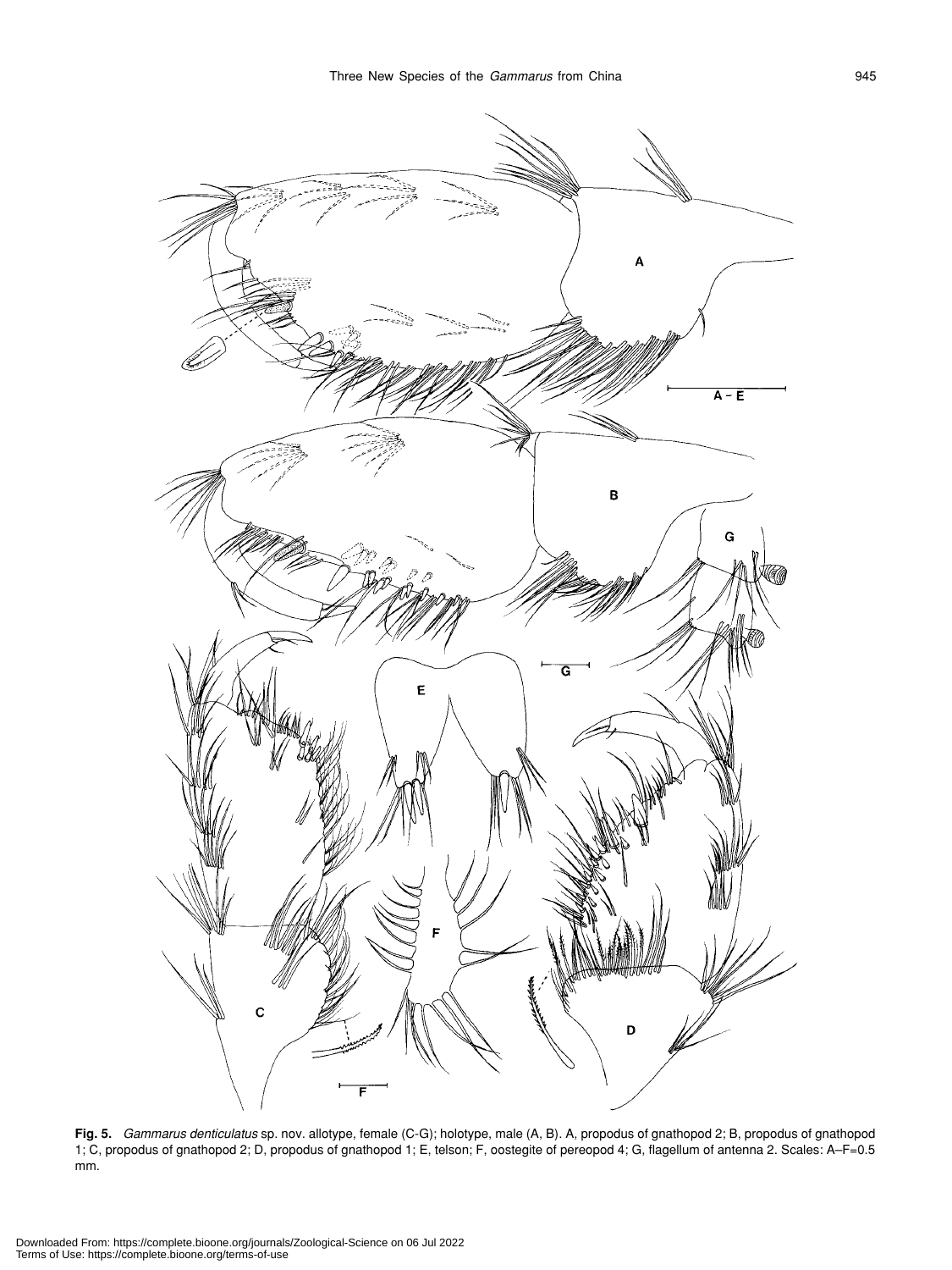**Fig. 5.** *Gammarus denticulatus* sp. nov. allotype, female (C-G); holotype, male (A, B). A, propodus of gnathopod 2; B, propodus of gnathopod 1; C, propodus of gnathopod 2; D, propodus of gnathopod 1; E, telson; F, oostegite of pereopod 4; G, flagellum of antenna 2. Scales: A–F=0.5 mm.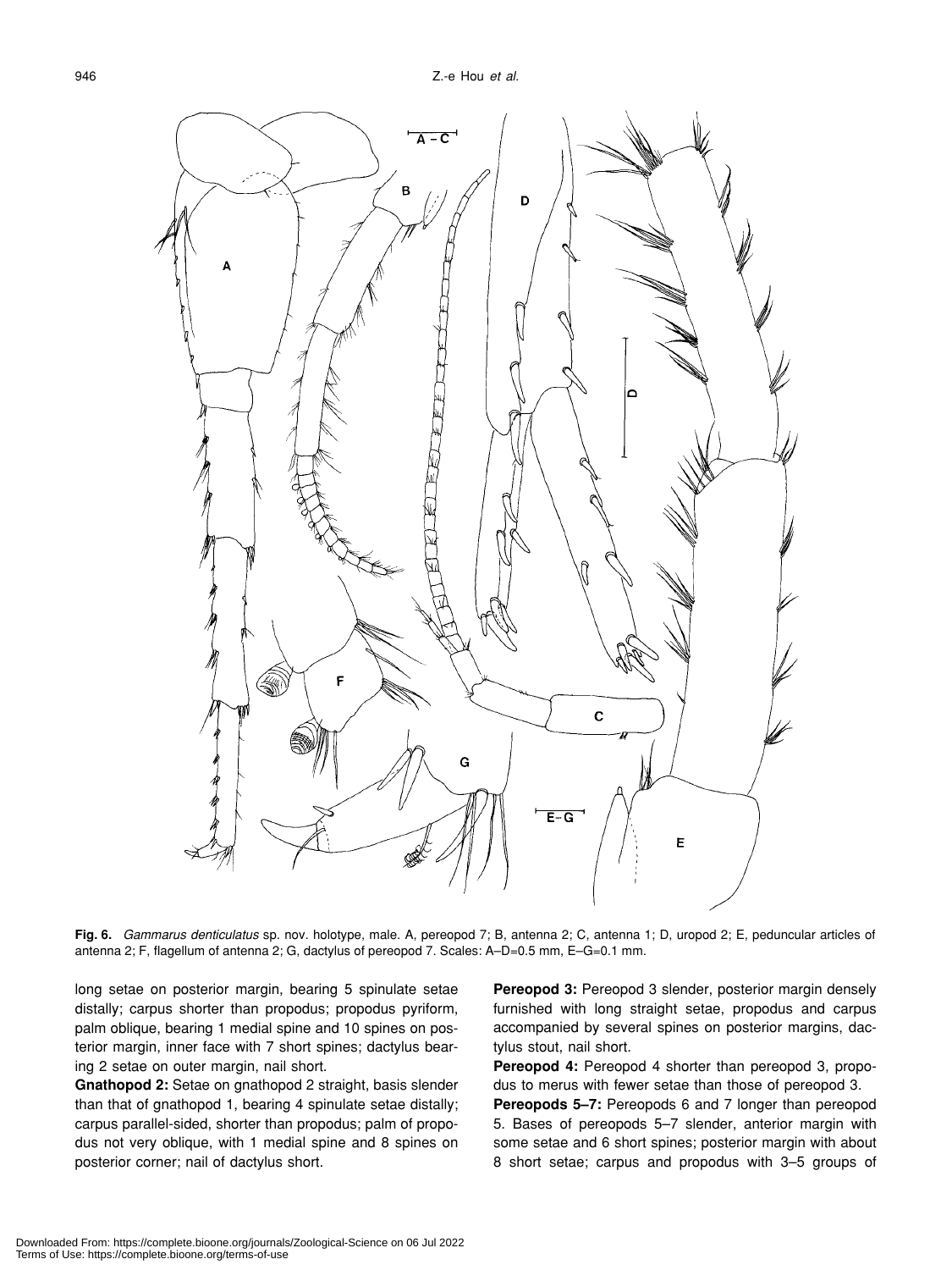**Fig. 6.** *Gammarus denticulatus* sp. nov. holotype, male. A, pereopod 7; B, antenna 2; C, antenna 1; D, uropod 2; E, peduncular articles of antenna 2; F, flagellum of antenna 2; G, dactylus of pereopod 7. Scales: A–D=0.5 mm, E–G=0.1 mm.

long setae on posterior margin, bearing 5 spinulate setae distally; carpus shorter than propodus; propodus pyriform, palm oblique, bearing 1 medial spine and 10 spines on posterior margin, inner face with 7 short spines; dactylus bearing 2 setae on outer margin, nail short.

**Gnathopod 2:** Setae on gnathopod 2 straight, basis slender than that of gnathopod 1, bearing 4 spinulate setae distally; carpus parallel-sided, shorter than propodus; palm of propodus not very oblique, with 1 medial spine and 8 spines on posterior corner; nail of dactylus short.

**Pereopod 3:** Pereopod 3 slender, posterior margin densely furnished with long straight setae, propodus and carpus accompanied by several spines on posterior margins, dactylus stout, nail short.

**Pereopod 4:** Pereopod 4 shorter than pereopod 3, propodus to merus with fewer setae than those of pereopod 3.

**Pereopods 5–7:** Pereopods 6 and 7 longer than pereopod 5. Bases of pereopods 5–7 slender, anterior margin with some setae and 6 short spines; posterior margin with about 8 short setae; carpus and propodus with 3–5 groups of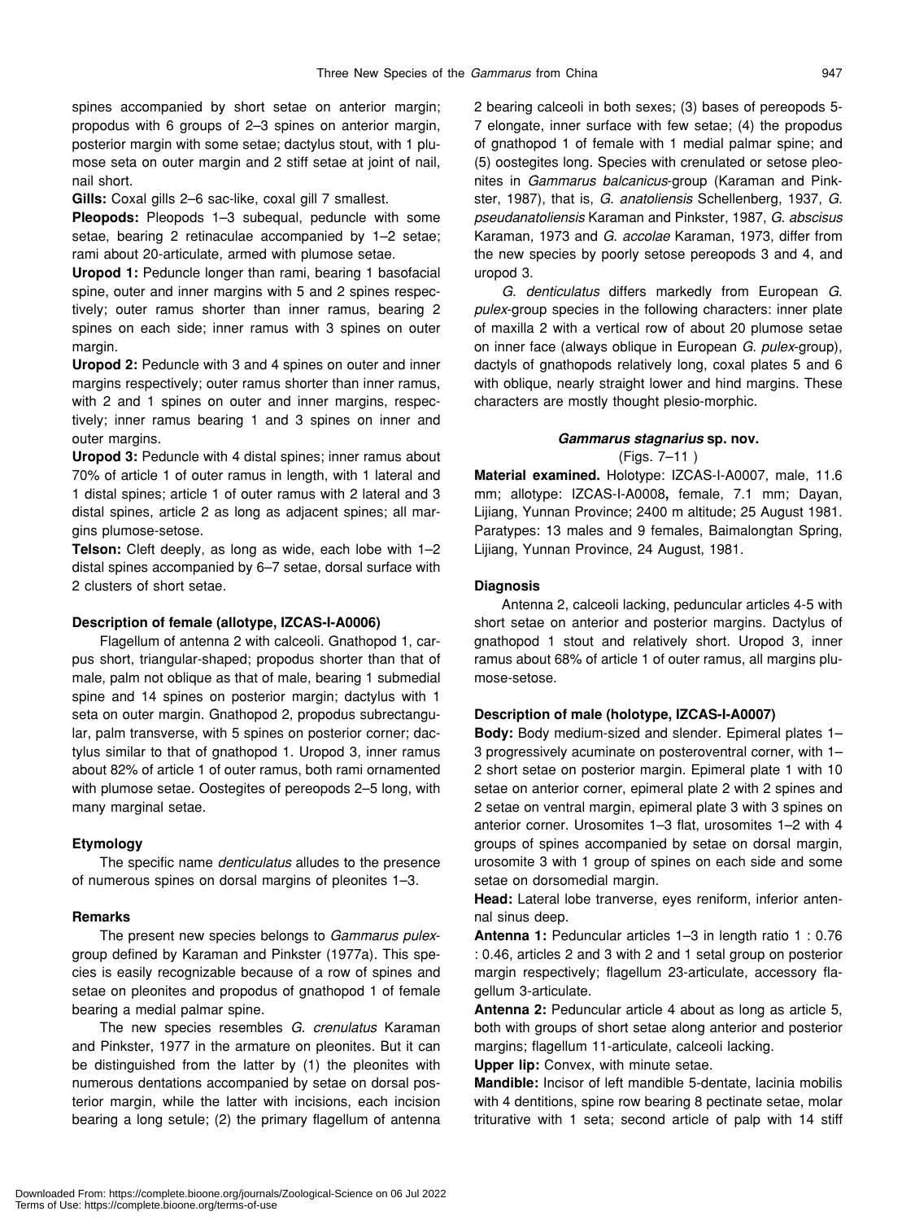spines accompanied by short setae on anterior margin; propodus with 6 groups of 2–3 spines on anterior margin, posterior margin with some setae; dactylus stout, with 1 plumose seta on outer margin and 2 stiff setae at joint of nail, nail short.

**Gills:** Coxal gills 2–6 sac-like, coxal gill 7 smallest.

**Pleopods:** Pleopods 1–3 subequal, peduncle with some setae, bearing 2 retinaculae accompanied by 1–2 setae; rami about 20-articulate, armed with plumose setae.

**Uropod 1:** Peduncle longer than rami, bearing 1 basofacial spine, outer and inner margins with 5 and 2 spines respectively; outer ramus shorter than inner ramus, bearing 2 spines on each side; inner ramus with 3 spines on outer margin.

**Uropod 2:** Peduncle with 3 and 4 spines on outer and inner margins respectively; outer ramus shorter than inner ramus, with 2 and 1 spines on outer and inner margins, respectively; inner ramus bearing 1 and 3 spines on inner and outer margins.

**Uropod 3:** Peduncle with 4 distal spines; inner ramus about 70% of article 1 of outer ramus in length, with 1 lateral and 1 distal spines; article 1 of outer ramus with 2 lateral and 3 distal spines, article 2 as long as adjacent spines; all margins plumose-setose.

**Telson:** Cleft deeply, as long as wide, each lobe with 1–2 distal spines accompanied by 6–7 setae, dorsal surface with 2 clusters of short setae.

### Description of female (allotype, IZCAS-I-A0006)

Flagellum of antenna 2 with calceoli. Gnathopod 1, carpus short, triangular-shaped; propodus shorter than that of male, palm not oblique as that of male, bearing 1 submedial spine and 14 spines on posterior margin; dactylus with 1 seta on outer margin. Gnathopod 2, propodus subrectangular, palm transverse, with 5 spines on posterior corner; dactylus similar to that of gnathopod 1. Uropod 3, inner ramus about 82% of article 1 of outer ramus, both rami ornamented with plumose setae. Oostegites of pereopods 2–5 long, with many marginal setae.

### Etymology

The specific name *denticulatus* alludes to the presence of numerous spines on dorsal margins of pleonites 1–3.

### Remarks

The present new species belongs to *Gammarus pulex*-group defined by Karaman and Pinkster (1977a). This species is easily recognizable because of a row of spines and setae on pleonites and propodus of gnathopod 1 of female bearing a medial palmar spine.

The new species resembles *G. crenulatus* Karaman and Pinkster, 1977 in the armature on pleonites. But it can be distinguished from the latter by (1) the pleonites with numerous dentations accompanied by setae on dorsal posterior margin, while the latter with incisions, each incision bearing a long setule; (2) the primary flagellum of antenna 2 bearing calceoli in both sexes; (3) bases of pereopods 5-7 elongate, inner surface with few setae; (4) the propodus of gnathopod 1 of female with 1 medial palmar spine; and (5) oostegites long. Species with crenulated or setose pleonites in *Gammarus balcanicus*-group (Karaman and Pinkster, 1987), that is, *G. anatoliensis* Schellenberg, 1937, *G. pseudanatoliensis* Karaman and Pinkster, 1987, *G. abscisus* Karaman, 1973 and *G. accolae* Karaman, 1973, differ from the new species by poorly setose pereopods 3 and 4, and uropod 3.

*G. denticulatus* differs markedly from European *G. pulex*-group species in the following characters: inner plate of maxilla 2 with a vertical row of about 20 plumose setae on inner face (always oblique in European *G. pulex*-group), dactyls of gnathopods relatively long, coxal plates 5 and 6 with oblique, nearly straight lower and hind margins. These characters are mostly thought plesio-morphic.

## *Gammarus stagnarius* sp. nov.

(Figs. 7–11 )

**Material examined.** Holotype: IZCAS-I-A0007, male, 11.6 mm; allotype: IZCAS-I-A0008**,** female, 7.1 mm; Dayan, Lijiang, Yunnan Province; 2400 m altitude; 25 August 1981. Paratypes: 13 males and 9 females, Baimalongtan Spring, Lijiang, Yunnan Province, 24 August, 1981.

### Diagnosis

Antenna 2, calceoli lacking, peduncular articles 4-5 with short setae on anterior and posterior margins. Dactylus of gnathopod 1 stout and relatively short. Uropod 3, inner ramus about 68% of article 1 of outer ramus, all margins plumose-setose.

### Description of male (holotype, IZCAS-I-A0007)

**Body:** Body medium-sized and slender. Epimeral plates 1–3 progressively acuminate on posteroventral corner, with 1–2 short setae on posterior margin. Epimeral plate 1 with 10 setae on anterior corner, epimeral plate 2 with 2 spines and 2 setae on ventral margin, epimeral plate 3 with 3 spines on anterior corner. Urosomites 1–3 flat, urosomites 1–2 with 4 groups of spines accompanied by setae on dorsal margin, urosomite 3 with 1 group of spines on each side and some setae on dorsomedial margin.

**Head:** Lateral lobe tranverse, eyes reniform, inferior antennal sinus deep.

**Antenna 1:** Peduncular articles 1–3 in length ratio 1 : 0.76 : 0.46, articles 2 and 3 with 2 and 1 setal group on posterior margin respectively; flagellum 23-articulate, accessory flagellum 3-articulate.

**Antenna 2:** Peduncular article 4 about as long as article 5, both with groups of short setae along anterior and posterior margins; flagellum 11-articulate, calceoli lacking.

**Upper lip:** Convex, with minute setae.

**Mandible:** Incisor of left mandible 5-dentate, lacinia mobilis with 4 dentitions, spine row bearing 8 pectinate setae, molar triturative with 1 seta; second article of palp with 14 stiff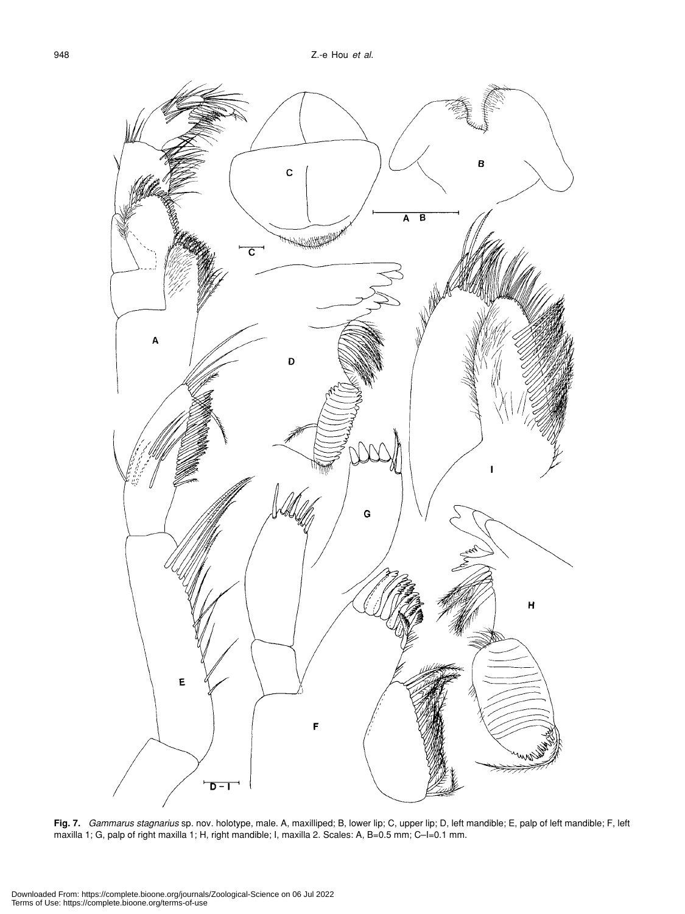**Fig. 7.** *Gammarus stagnarius* sp. nov. holotype, male. A, maxilliped; B, lower lip; C, upper lip; D, left mandible; E, palp of left mandible; F, left maxilla 1; G, palp of right maxilla 1; H, right mandible; I, maxilla 2. Scales: A, B=0.5 mm; C–I=0.1 mm.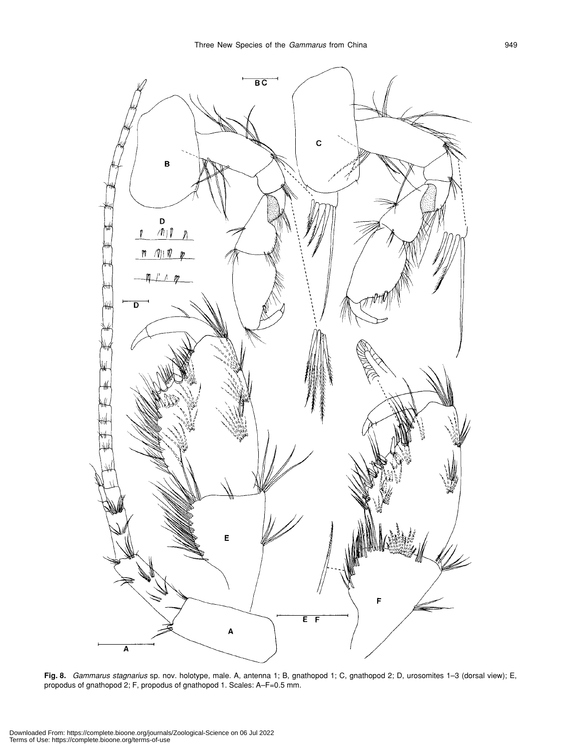**Fig. 8.** *Gammarus stagnarius* sp. nov. holotype, male. A, antenna 1; B, gnathopod 1; C, gnathopod 2; D, urosomites 1–3 (dorsal view); E, propodus of gnathopod 2; F, propodus of gnathopod 1. Scales: A–F=0.5 mm.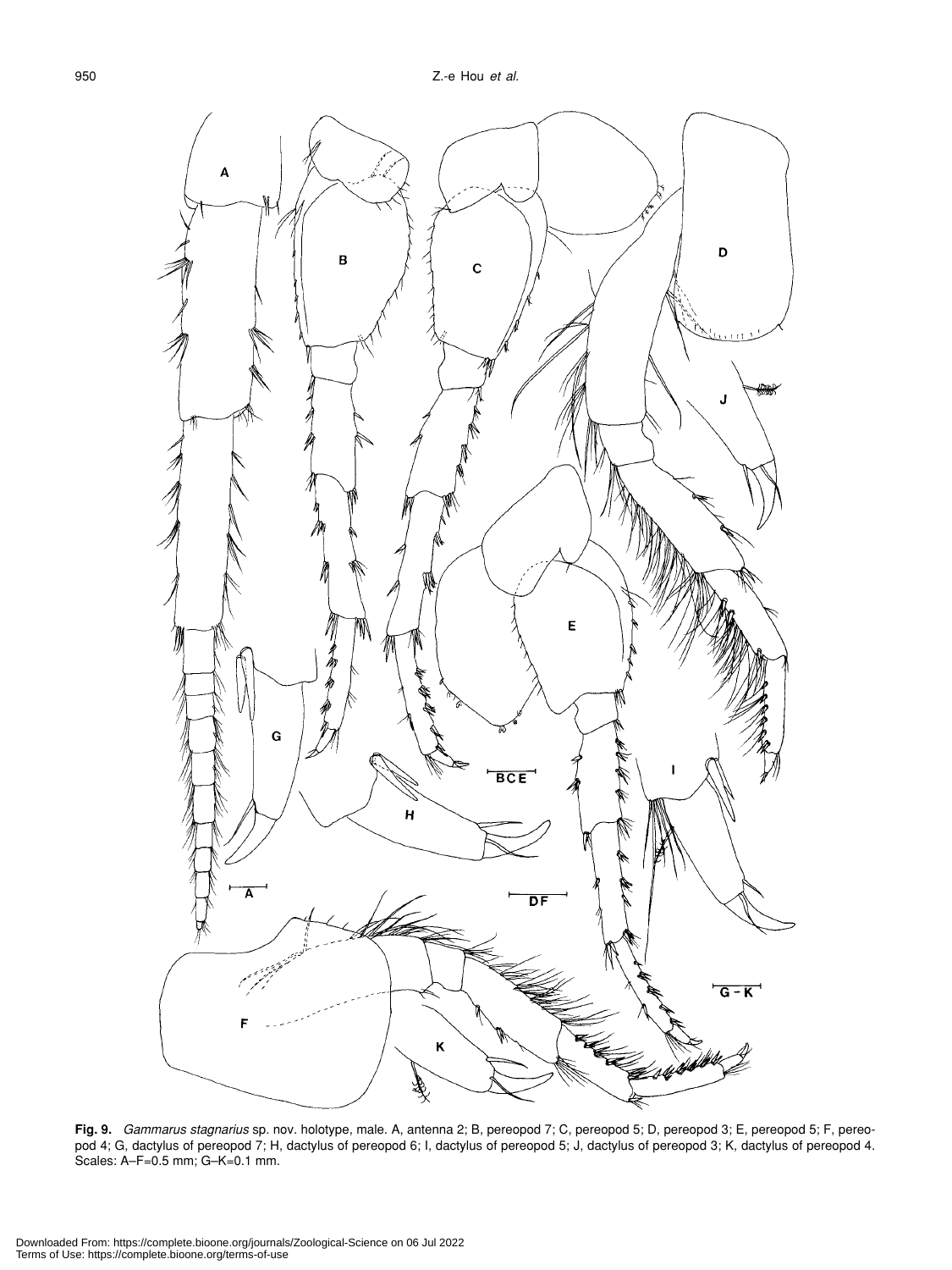**Fig. 9.** *Gammarus stagnarius* sp. nov. holotype, male. A, antenna 2; B, pereopod 7; C, pereopod 5; D, pereopod 3; E, pereopod 5; F, pereopod 4; G, dactylus of pereopod 7; H, dactylus of pereopod 6; I, dactylus of pereopod 5; J, dactylus of pereopod 3; K, dactylus of pereopod 4. Scales: A–F=0.5 mm; G–K=0.1 mm.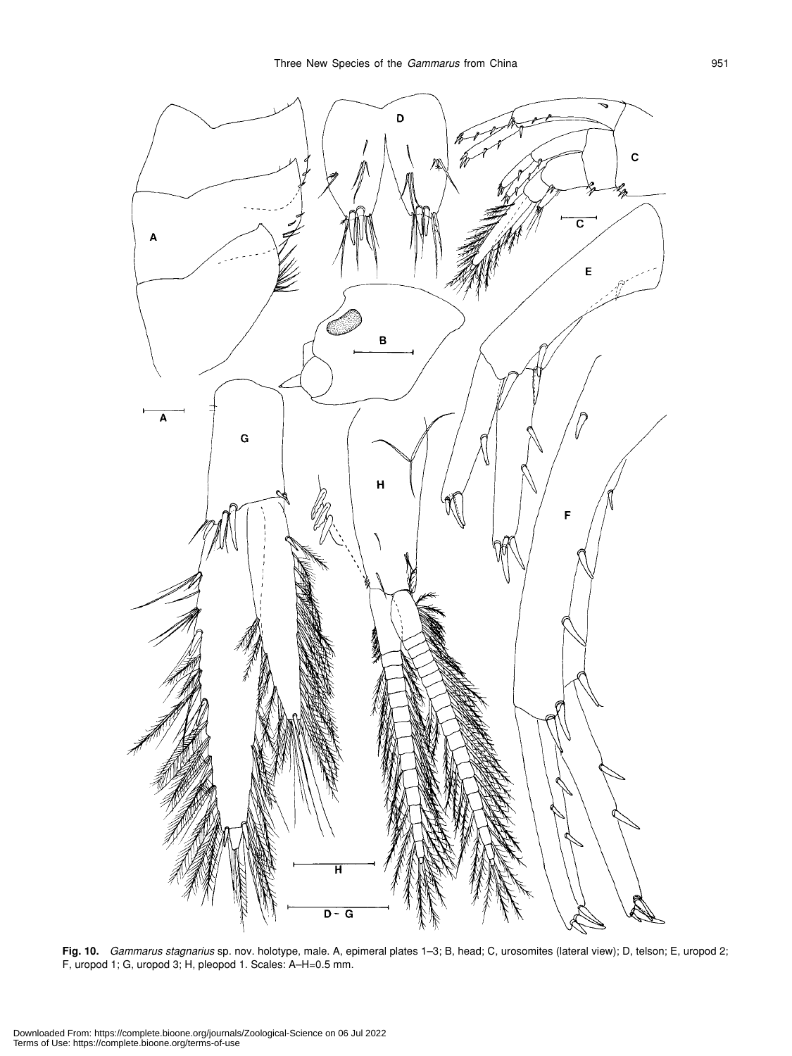**Fig. 10.** *Gammarus stagnarius* sp. nov. holotype, male. A, epimeral plates 1–3; B, head; C, urosomites (lateral view); D, telson; E, uropod 2; F, uropod 1; G, uropod 3; H, pleopod 1. Scales: A–H=0.5 mm.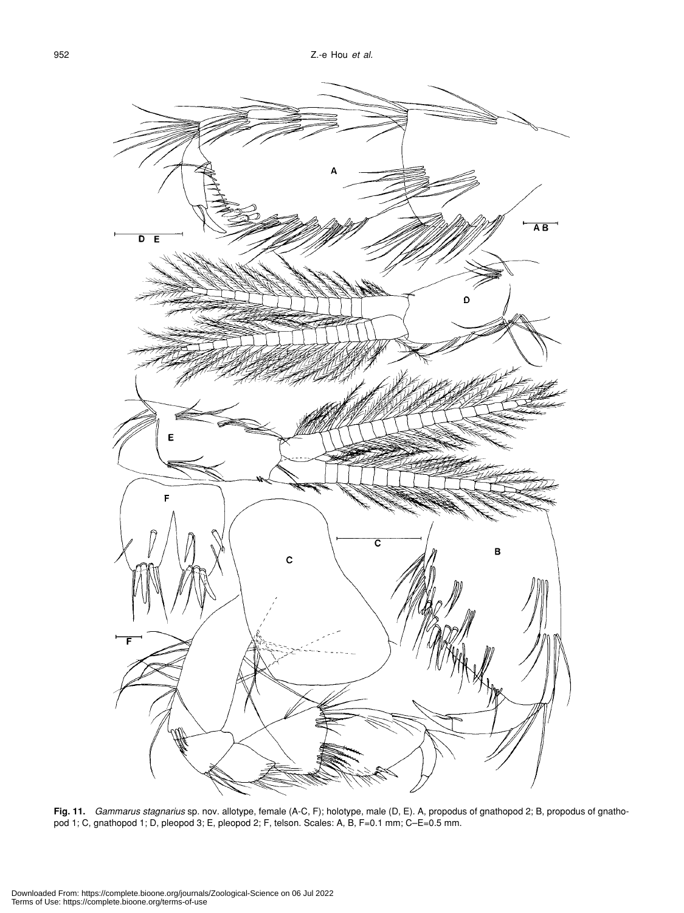**Fig. 11.** *Gammarus stagnarius* sp. nov. allotype, female (A-C, F); holotype, male (D, E). A, propodus of gnathopod 2; B, propodus of gnathopod 1; C, gnathopod 1; D, pleopod 3; E, pleopod 2; F, telson. Scales: A, B, F=0.1 mm; C–E=0.5 mm.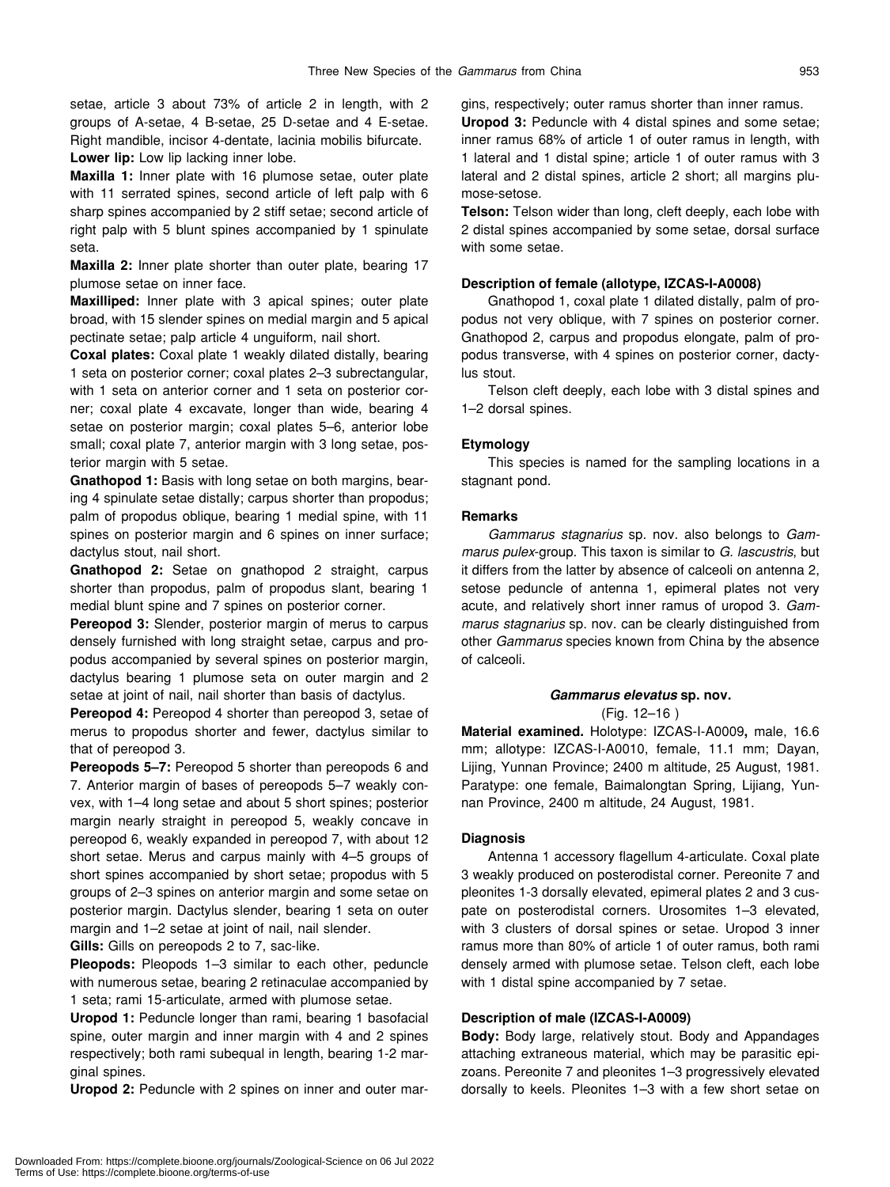setae, article 3 about 73% of article 2 in length, with 2 groups of A-setae, 4 B-setae, 25 D-setae and 4 E-setae. Right mandible, incisor 4-dentate, lacinia mobilis bifurcate.

**Lower lip:** Low lip lacking inner lobe.

**Maxilla 1:** Inner plate with 16 plumose setae, outer plate with 11 serrated spines, second article of left palp with 6 sharp spines accompanied by 2 stiff setae; second article of right palp with 5 blunt spines accompanied by 1 spinulate seta.

**Maxilla 2:** Inner plate shorter than outer plate, bearing 17 plumose setae on inner face.

**Maxilliped:** Inner plate with 3 apical spines; outer plate broad, with 15 slender spines on medial margin and 5 apical pectinate setae; palp article 4 unguiform, nail short.

**Coxal plates:** Coxal plate 1 weakly dilated distally, bearing 1 seta on posterior corner; coxal plates 2–3 subrectangular, with 1 seta on anterior corner and 1 seta on posterior corner; coxal plate 4 excavate, longer than wide, bearing 4 setae on posterior margin; coxal plates 5–6, anterior lobe small; coxal plate 7, anterior margin with 3 long setae, posterior margin with 5 setae.

**Gnathopod 1:** Basis with long setae on both margins, bearing 4 spinulate setae distally; carpus shorter than propodus; palm of propodus oblique, bearing 1 medial spine, with 11 spines on posterior margin and 6 spines on inner surface; dactylus stout, nail short.

**Gnathopod 2:** Setae on gnathopod 2 straight, carpus shorter than propodus, palm of propodus slant, bearing 1 medial blunt spine and 7 spines on posterior corner.

**Pereopod 3:** Slender, posterior margin of merus to carpus densely furnished with long straight setae, carpus and propodus accompanied by several spines on posterior margin, dactylus bearing 1 plumose seta on outer margin and 2 setae at joint of nail, nail shorter than basis of dactylus.

**Pereopod 4:** Pereopod 4 shorter than pereopod 3, setae of merus to propodus shorter and fewer, dactylus similar to that of pereopod 3.

**Pereopods 5–7:** Pereopod 5 shorter than pereopods 6 and 7. Anterior margin of bases of pereopods 5–7 weakly convex, with 1–4 long setae and about 5 short spines; posterior margin nearly straight in pereopod 5, weakly concave in pereopod 6, weakly expanded in pereopod 7, with about 12 short setae. Merus and carpus mainly with 4–5 groups of short spines accompanied by short setae; propodus with 5 groups of 2–3 spines on anterior margin and some setae on posterior margin. Dactylus slender, bearing 1 seta on outer margin and 1–2 setae at joint of nail, nail slender.

**Gills:** Gills on pereopods 2 to 7, sac-like.

**Pleopods:** Pleopods 1–3 similar to each other, peduncle with numerous setae, bearing 2 retinaculae accompanied by 1 seta; rami 15-articulate, armed with plumose setae.

**Uropod 1:** Peduncle longer than rami, bearing 1 basofacial spine, outer margin and inner margin with 4 and 2 spines respectively; both rami subequal in length, bearing 1-2 marginal spines.

**Uropod 2:** Peduncle with 2 spines on inner and outer margins, respectively; outer ramus shorter than inner ramus.

**Uropod 3:** Peduncle with 4 distal spines and some setae; inner ramus 68% of article 1 of outer ramus in length, with 1 lateral and 1 distal spine; article 1 of outer ramus with 3 lateral and 2 distal spines, article 2 short; all margins plumose-setose.

**Telson:** Telson wider than long, cleft deeply, each lobe with 2 distal spines accompanied by some setae, dorsal surface with some setae.

#### Description of female (allotype, IZCAS-I-A0008)

Gnathopod 1, coxal plate 1 dilated distally, palm of propodus not very oblique, with 7 spines on posterior corner. Gnathopod 2, carpus and propodus elongate, palm of propodus transverse, with 4 spines on posterior corner, dactylus stout.

Telson cleft deeply, each lobe with 3 distal spines and 1–2 dorsal spines.

#### Etymology

This species is named for the sampling locations in a stagnant pond.

#### Remarks

*Gammarus stagnarius* sp. nov. also belongs to *Gammarus pulex*-group. This taxon is similar to *G. lascustris*, but it differs from the latter by absence of calceoli on antenna 2, setose peduncle of antenna 1, epimeral plates not very acute, and relatively short inner ramus of uropod 3. *Gammarus stagnarius* sp. nov. can be clearly distinguished from other *Gammarus* species known from China by the absence of calceoli.

### *Gammarus elevatus* sp. nov.

(Fig. 12–16 )

**Material examined.** Holotype: IZCAS-I-A0009**,** male, 16.6 mm; allotype: IZCAS-I-A0010, female, 11.1 mm; Dayan, Lijing, Yunnan Province; 2400 m altitude, 25 August, 1981. Paratype: one female, Baimalongtan Spring, Lijiang, Yunnan Province, 2400 m altitude, 24 August, 1981.

#### Diagnosis

Antenna 1 accessory flagellum 4-articulate. Coxal plate 3 weakly produced on posterodistal corner. Pereonite 7 and pleonites 1-3 dorsally elevated, epimeral plates 2 and 3 cuspate on posterodistal corners. Urosomites 1–3 elevated, with 3 clusters of dorsal spines or setae. Uropod 3 inner ramus more than 80% of article 1 of outer ramus, both rami densely armed with plumose setae. Telson cleft, each lobe with 1 distal spine accompanied by 7 setae.

#### Description of male (IZCAS-I-A0009)

**Body:** Body large, relatively stout. Body and Appendages attaching extraneous material, which may be parasitic epizoans. Pereonite 7 and pleonites 1–3 progressively elevated dorsally to keels. Pleonites 1–3 with a few short setae on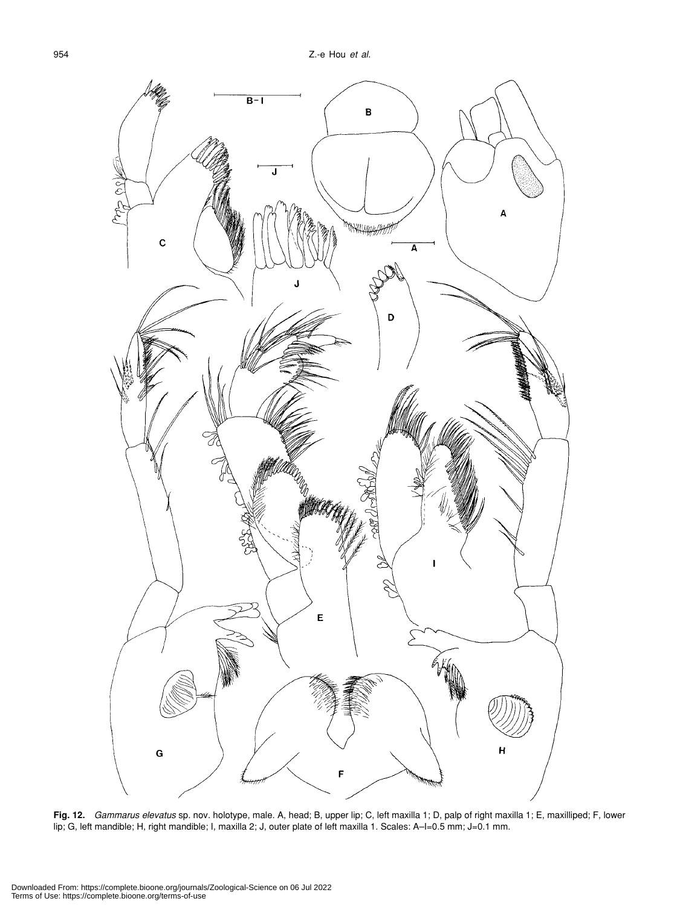**Fig. 12.** *Gammarus elevatus* sp. nov. holotype, male. A, head; B, upper lip; C, left maxilla 1; D, palp of right maxilla 1; E, maxilliped; F, lower lip; G, left mandible; H, right mandible; I, maxilla 2; J, outer plate of left maxilla 1. Scales: A–I=0.5 mm; J=0.1 mm.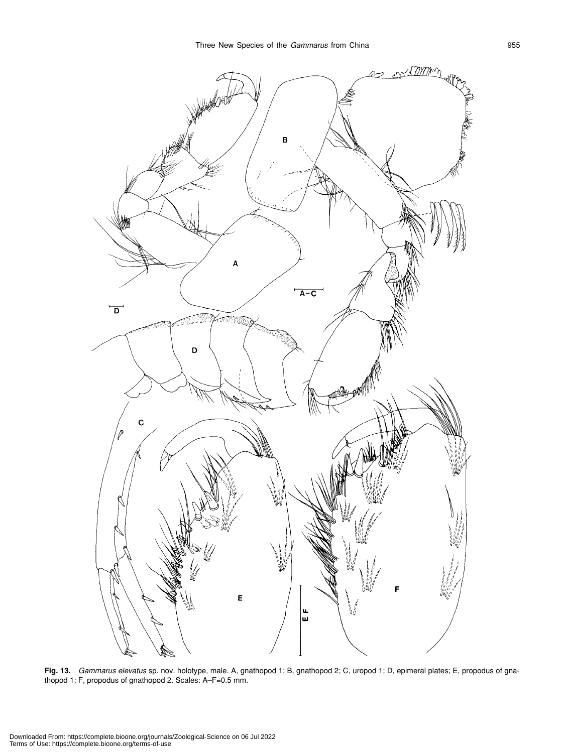**Fig. 13.** *Gammarus elevatus* sp. nov. holotype, male. A, gnathopod 1; B, gnathopod 2; C, uropod 1; D, epimeral plates; E, propodus of gnathopod 1; F, propodus of gnathopod 2. Scales: A–F=0.5 mm.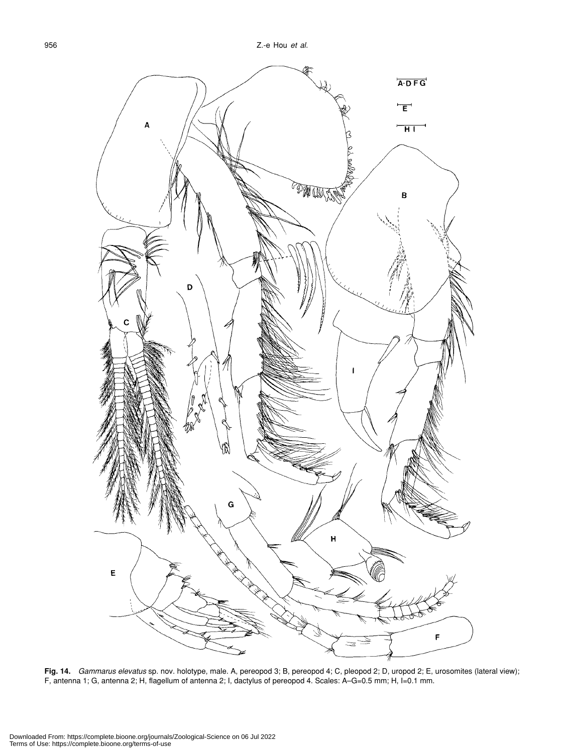**Fig. 14.** *Gammarus elevatus* sp. nov. holotype, male. A, pereopod 3; B, pereopod 4; C, pleopod 2; D, uropod 2; E, urosomites (lateral view); F, antenna 1; G, antenna 2; H, flagellum of antenna 2; I, dactylus of pereopod 4. Scales: A–G=0.5 mm; H, I=0.1 mm.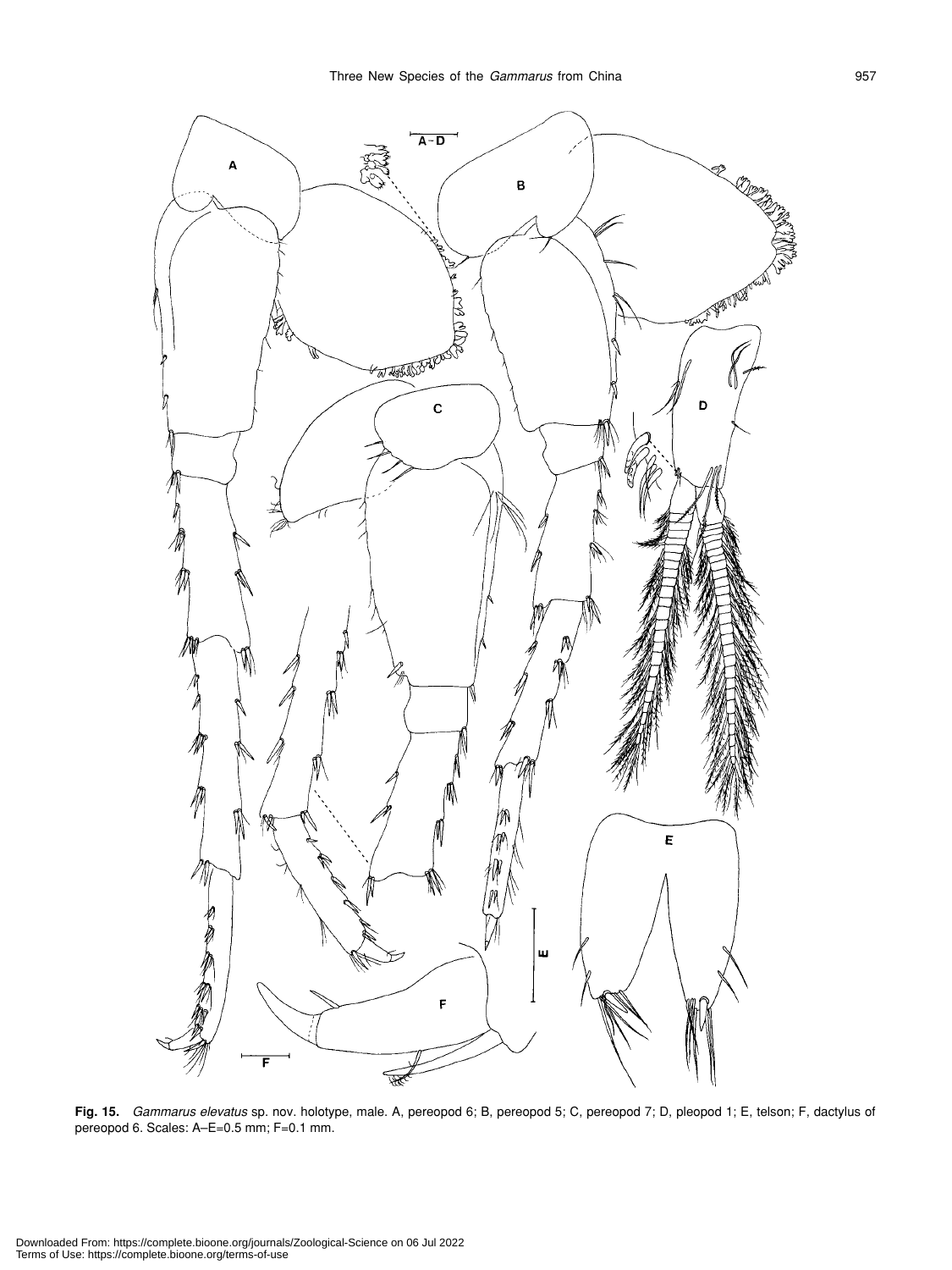**Fig. 15.** *Gammarus elevatus* sp. nov. holotype, male. A, pereopod 6; B, pereopod 5; C, pereopod 7; D, pleopod 1; E, telson; F, dactylus of pereopod 6. Scales: A–E=0.5 mm; F=0.1 mm.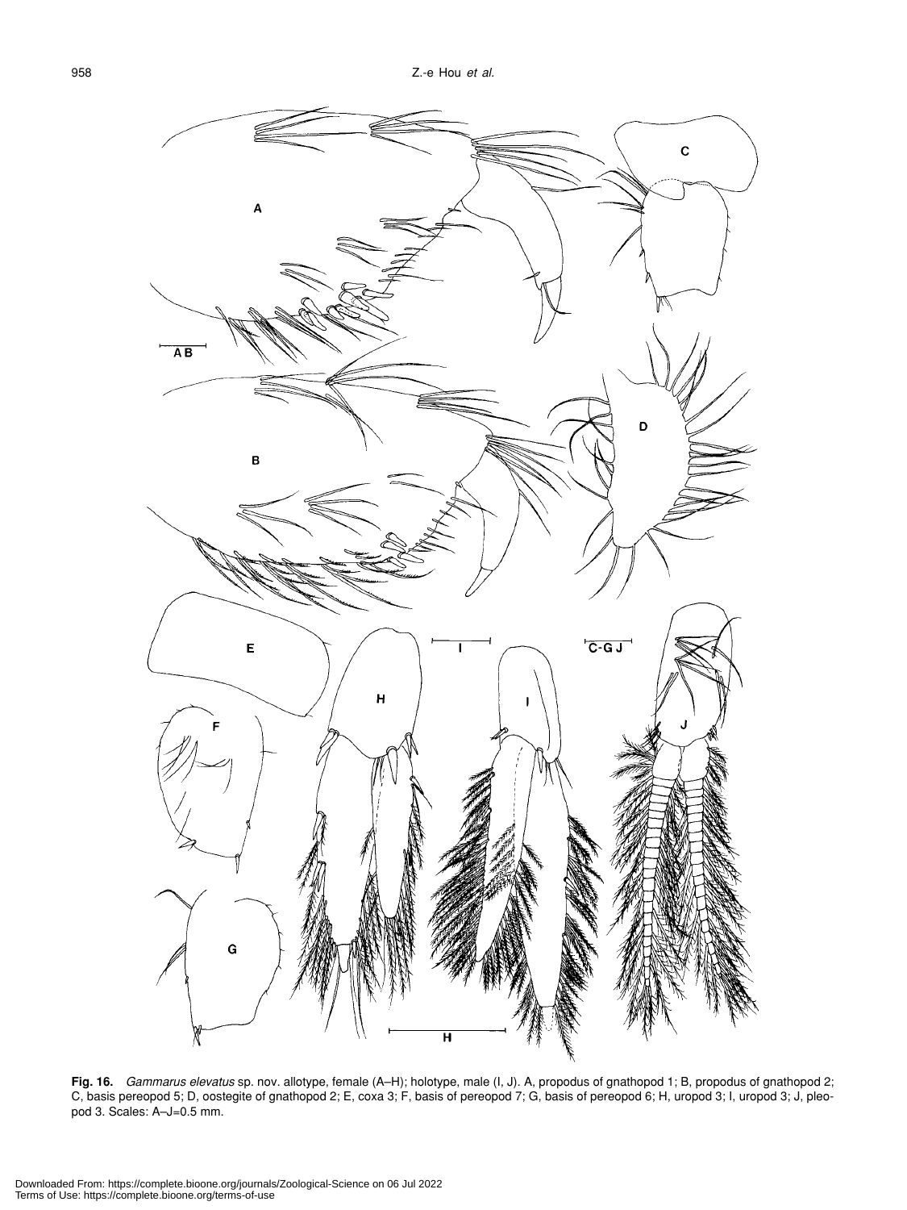**Fig. 16.** *Gammarus elevatus* sp. nov. allotype, female (A–H); holotype, male (I, J). A, propodus of gnathopod 1; B, propodus of gnathopod 2; C, basis pereopod 5; D, oostegite of gnathopod 2; E, coxa 3; F, basis of pereopod 7; G, basis of pereopod 6; H, uropod 3; I, uropod 3; J, pleopod 3. Scales: A–J=0.5 mm.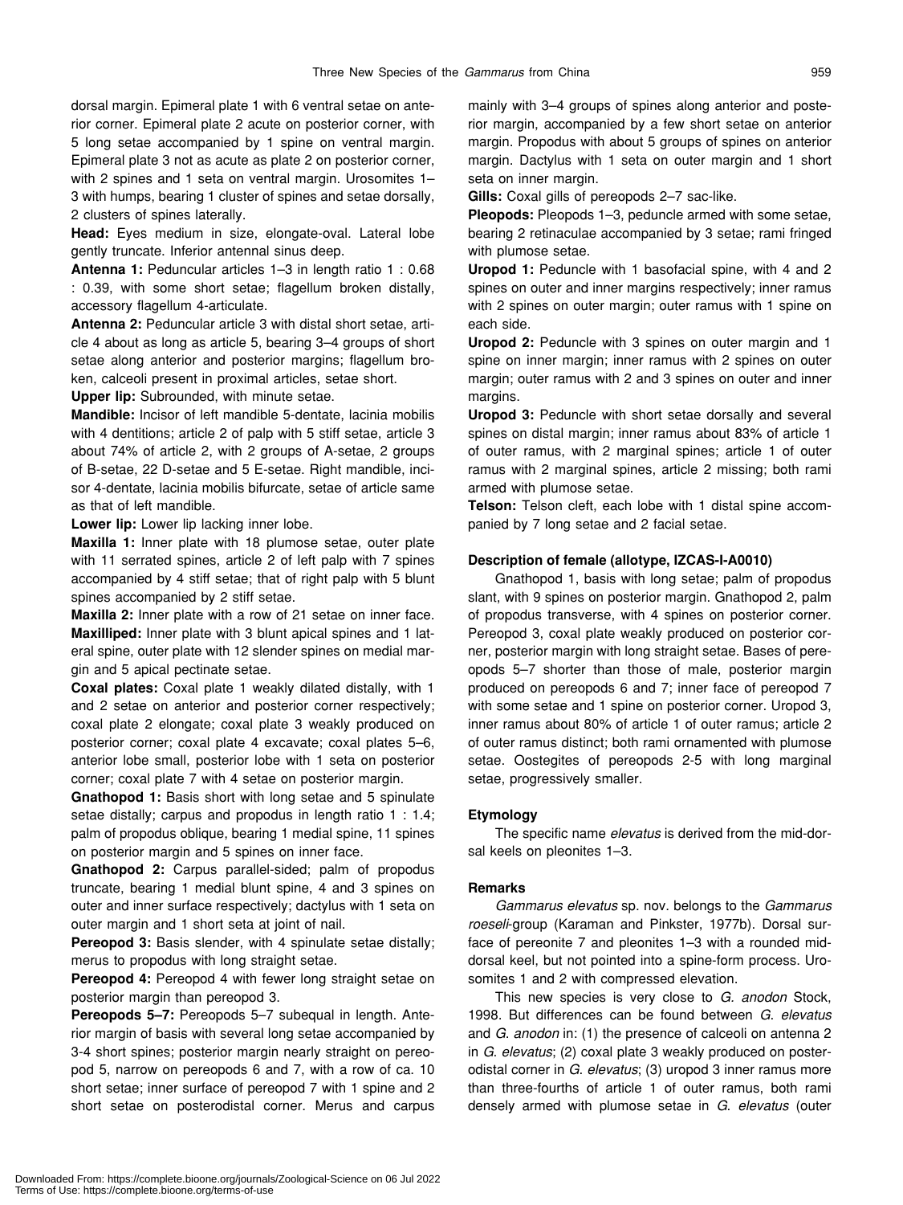dorsal margin. Epimeral plate 1 with 6 ventral setae on anterior corner. Epimeral plate 2 acute on posterior corner, with 5 long setae accompanied by 1 spine on ventral margin. Epimeral plate 3 not as acute as plate 2 on posterior corner, with 2 spines and 1 seta on ventral margin. Urosomites 1–3 with humps, bearing 1 cluster of spines and setae dorsally, 2 clusters of spines laterally.

**Head:** Eyes medium in size, elongate-oval. Lateral lobe gently truncate. Inferior antennal sinus deep.

**Antenna 1:** Peduncular articles 1–3 in length ratio 1 : 0.68 : 0.39, with some short setae; flagellum broken distally, accessory flagellum 4-articulate.

**Antenna 2:** Peduncular article 3 with distal short setae, article 4 about as long as article 5, bearing 3–4 groups of short setae along anterior and posterior margins; flagellum broken, calceoli present in proximal articles, setae short.

**Upper lip:** Subrounded, with minute setae.

**Mandible:** Incisor of left mandible 5-dentate, lacinia mobilis with 4 dentitions; article 2 of palp with 5 stiff setae, article 3 about 74% of article 2, with 2 groups of A-setae, 2 groups of B-setae, 22 D-setae and 5 E-setae. Right mandible, incisor 4-dentate, lacinia mobilis bifurcate, setae of article same as that of left mandible.

**Lower lip:** Lower lip lacking inner lobe.

**Maxilla 1:** Inner plate with 18 plumose setae, outer plate with 11 serrated spines, article 2 of left palp with 7 spines accompanied by 4 stiff setae; that of right palp with 5 blunt spines accompanied by 2 stiff setae.

**Maxilla 2:** Inner plate with a row of 21 setae on inner face.

**Maxilliped:** Inner plate with 3 blunt apical spines and 1 lateral spine, outer plate with 12 slender spines on medial margin and 5 apical pectinate setae.

**Coxal plates:** Coxal plate 1 weakly dilated distally, with 1 and 2 setae on anterior and posterior corner respectively; coxal plate 2 elongate; coxal plate 3 weakly produced on posterior corner; coxal plate 4 excavate; coxal plates 5–6, anterior lobe small, posterior lobe with 1 seta on posterior corner; coxal plate 7 with 4 setae on posterior margin.

**Gnathopod 1:** Basis short with long setae and 5 spinulate setae distally; carpus and propodus in length ratio 1 : 1.4; palm of propodus oblique, bearing 1 medial spine, 11 spines on posterior margin and 5 spines on inner face.

**Gnathopod 2:** Carpus parallel-sided; palm of propodus truncate, bearing 1 medial blunt spine, 4 and 3 spines on outer and inner surface respectively; dactylus with 1 seta on outer margin and 1 short seta at joint of nail.

**Pereopod 3:** Basis slender, with 4 spinulate setae distally; merus to propodus with long straight setae.

**Pereopod 4:** Pereopod 4 with fewer long straight setae on posterior margin than pereopod 3.

**Pereopods 5–7:** Pereopods 5–7 subequal in length. Anterior margin of basis with several long setae accompanied by 3-4 short spines; posterior margin nearly straight on pereopod 5, narrow on pereopods 6 and 7, with a row of ca. 10 short setae; inner surface of pereopod 7 with 1 spine and 2 short setae on posterodistal corner. Merus and carpus mainly with 3–4 groups of spines along anterior and posterior margin, accompanied by a few short setae on anterior margin. Propodus with about 5 groups of spines on anterior margin. Dactylus with 1 seta on outer margin and 1 short seta on inner margin.

**Gills:** Coxal gills of pereopods 2–7 sac-like.

**Pleopods:** Pleopods 1–3, peduncle armed with some setae, bearing 2 retinaculae accompanied by 3 setae; rami fringed with plumose setae.

**Uropod 1:** Peduncle with 1 basofacial spine, with 4 and 2 spines on outer and inner margins respectively; inner ramus with 2 spines on outer margin; outer ramus with 1 spine on each side.

**Uropod 2:** Peduncle with 3 spines on outer margin and 1 spine on inner margin; inner ramus with 2 spines on outer margin; outer ramus with 2 and 3 spines on outer and inner margins.

**Uropod 3:** Peduncle with short setae dorsally and several spines on distal margin; inner ramus about 83% of article 1 of outer ramus, with 2 marginal spines; article 1 of outer ramus with 2 marginal spines, article 2 missing; both rami armed with plumose setae.

**Telson:** Telson cleft, each lobe with 1 distal spine accompanied by 7 long setae and 2 facial setae.

#### Description of female (allotype, IZCAS-I-A0010)

Gnathopod 1, basis with long setae; palm of propodus slant, with 9 spines on posterior margin. Gnathopod 2, palm of propodus transverse, with 4 spines on posterior corner. Pereopod 3, coxal plate weakly produced on posterior corner, posterior margin with long straight setae. Bases of pereopods 5–7 shorter than those of male, posterior margin produced on pereopods 6 and 7; inner face of pereopod 7 with some setae and 1 spine on posterior corner. Uropod 3, inner ramus about 80% of article 1 of outer ramus; article 2 of outer ramus distinct; both rami ornamented with plumose setae. Oostegites of pereopods 2-5 with long marginal setae, progressively smaller.

#### Etymology

The specific name *elevatus* is derived from the mid-dorsal keels on pleonites 1–3.

#### Remarks

*Gammarus elevatus* sp. nov. belongs to the *Gammarus roeseli*-group (Karaman and Pinkster, 1977b). Dorsal surface of pereonite 7 and pleonites 1–3 with a rounded mid-dorsal keel, but not pointed into a spine-form process. Urosomites 1 and 2 with compressed elevation.

This new species is very close to *G. anodon* Stock, 1998. But differences can be found between *G. elevatus* and *G. anodon* in: (1) the presence of calceoli on antenna 2 in *G. elevatus*; (2) coxal plate 3 weakly produced on posterodistal corner in *G. elevatus*; (3) uropod 3 inner ramus more than three-fourths of article 1 of outer ramus, both rami densely armed with plumose setae in *G. elevatus* (outer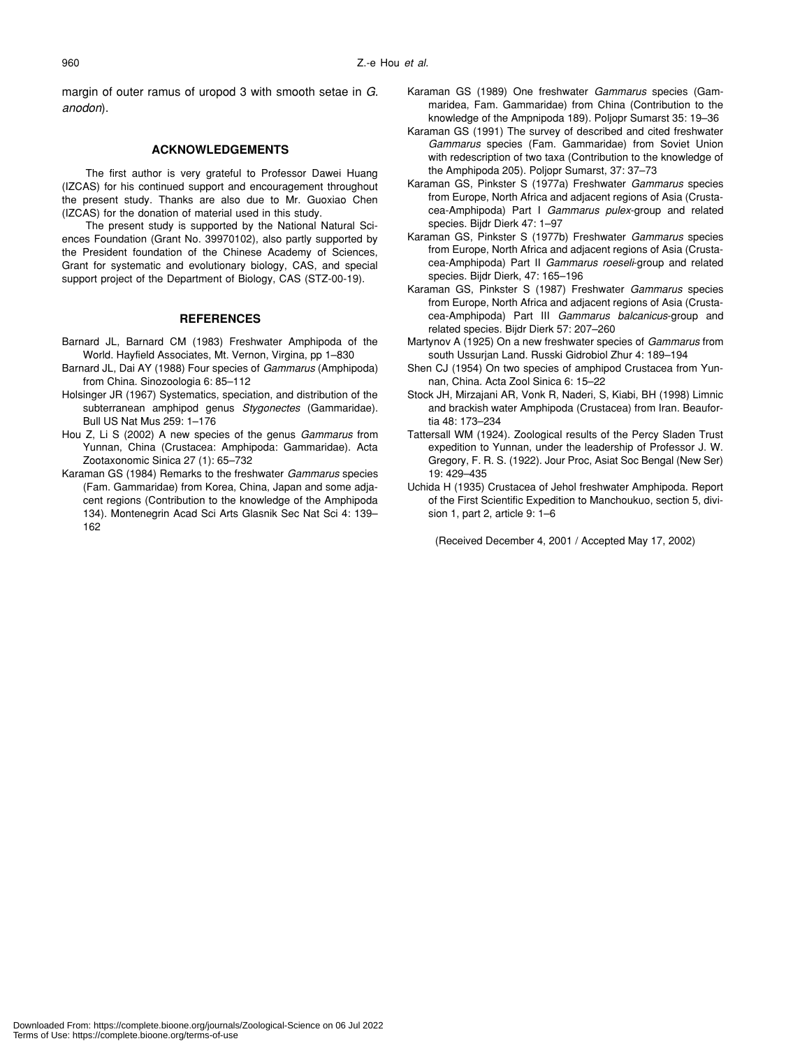margin of outer ramus of uropod 3 with smooth setae in *G. anodon*).

## ACKNOWLEDGEMENTS

The first author is very grateful to Professor Dawei Huang (IZCAS) for his continued support and encouragement throughout the present study. Thanks are also due to Mr. Guoxiao Chen (IZCAS) for the donation of material used in this study.

The present study is supported by the National Natural Sciences Foundation (Grant No. 39970102), also partly supported by the President foundation of the Chinese Academy of Sciences, Grant for systematic and evolutionary biology, CAS, and special support project of the Department of Biology, CAS (STZ-00-19).

## REFERENCES

Barnard JL, Barnard CM (1983) Freshwater Amphipoda of the World. Hayfield Associates, Mt. Vernon, Virgina, pp 1–830

Barnard JL, Dai AY (1988) Four species of *Gammarus* (Amphipoda) from China. Sinozoologia 6: 85–112

Holsinger JR (1967) Systematics, speciation, and distribution of the subterranean amphipod genus *Stygonectes* (Gammaridae). Bull US Nat Mus 259: 1–176

Hou Z, Li S (2002) A new species of the genus *Gammarus* from Yunnan, China (Crustacea: Amphipoda: Gammaridae). Acta Zootaxonomic Sinica 27 (1): 65–732

Karaman GS (1984) Remarks to the freshwater *Gammarus* species (Fam. Gammaridae) from Korea, China, Japan and some adjacent regions (Contribution to the knowledge of the Amphipoda 134). Montenegrin Acad Sci Arts Glasnik Sec Nat Sci 4: 139–162

Karaman GS (1989) One freshwater *Gammarus* species (Gammaridea, Fam. Gammaridae) from China (Contribution to the knowledge of the Ampnipoda 189). Poljopr Sumarst 35: 19–36

Karaman GS (1991) The survey of described and cited freshwater *Gammarus* species (Fam. Gammaridae) from Soviet Union with redescription of two taxa (Contribution to the knowledge of the Amphipoda 205). Poljopr Sumarst, 37: 37–73

Karaman GS, Pinkster S (1977a) Freshwater *Gammarus* species from Europe, North Africa and adjacent regions of Asia (Crustacea-Amphipoda) Part I *Gammarus pulex*-group and related species. Bijdr Dierk 47: 1–97

Karaman GS, Pinkster S (1977b) Freshwater *Gammarus* species from Europe, North Africa and adjacent regions of Asia (Crustacea-Amphipoda) Part II *Gammarus roeseli*-group and related species. Bijdr Dierk, 47: 165–196

Karaman GS, Pinkster S (1987) Freshwater *Gammarus* species from Europe, North Africa and adjacent regions of Asia (Crustacea-Amphipoda) Part III *Gammarus balcanicus*-group and related species. Bijdr Dierk 57: 207–260

Martynov A (1925) On a new freshwater species of *Gammarus* from south Ussurjan Land. Russki Gidrobiol Zhur 4: 189–194

Shen CJ (1954) On two species of amphipod Crustacea from Yunnan, China. Acta Zool Sinica 6: 15–22

Stock JH, Mirzajani AR, Vonk R, Naderi, S, Kiabi, BH (1998) Limnic and brackish water Amphipoda (Crustacea) from Iran. Beaufortia 48: 173–234

Tattersall WM (1924). Zoological results of the Percy Sladen Trust expedition to Yunnan, under the leadership of Professor J. W. Gregory, F. R. S. (1922). Jour Proc, Asiat Soc Bengal (New Ser) 19: 429–435

Uchida H (1935) Crustacea of Jehol freshwater Amphipoda. Report of the First Scientific Expedition to Manchoukuo, section 5, division 1, part 2, article 9: 1–6

(Received December 4, 2001 / Accepted May 17, 2002)